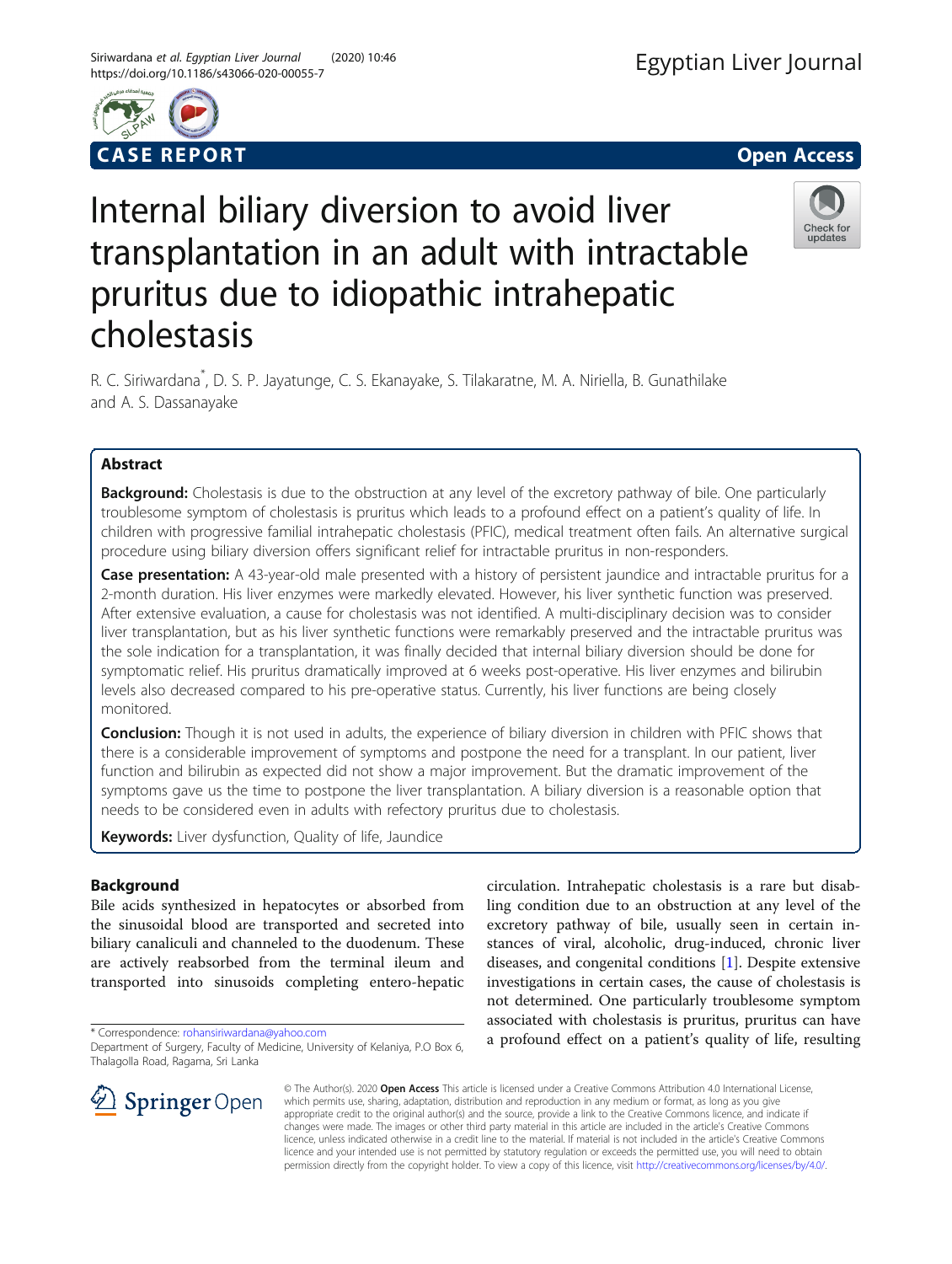CASE REPORT

Open Access

# Internal biliary diversion to avoid liver transplantation in an adult with intractable pruritus due to idiopathic intrahepatic cholestasis

R. C. Siriwardana*, D. S. P. Jayatunge, C. S. Ekanayake, S. Tilakaratne, M. A. Niriella, B. Gunathilake and A. S. Dassanayake

## Abstract

**Background:** Cholestasis is due to the obstruction at any level of the excretory pathway of bile. One particularly troublesome symptom of cholestasis is pruritus which leads to a profound effect on a patient's quality of life. In children with progressive familial intrahepatic cholestasis (PFIC), medical treatment often fails. An alternative surgical procedure using biliary diversion offers significant relief for intractable pruritus in non-responders.

**Case presentation:** A 43-year-old male presented with a history of persistent jaundice and intractable pruritus for a 2-month duration. His liver enzymes were markedly elevated. However, his liver synthetic function was preserved. After extensive evaluation, a cause for cholestasis was not identified. A multi-disciplinary decision was to consider liver transplantation, but as his liver synthetic functions were remarkably preserved and the intractable pruritus was the sole indication for a transplantation, it was finally decided that internal biliary diversion should be done for symptomatic relief. His pruritus dramatically improved at 6 weeks post-operative. His liver enzymes and bilirubin levels also decreased compared to his pre-operative status. Currently, his liver functions are being closely monitored.

**Conclusion:** Though it is not used in adults, the experience of biliary diversion in children with PFIC shows that there is a considerable improvement of symptoms and postpone the need for a transplant. In our patient, liver function and bilirubin as expected did not show a major improvement. But the dramatic improvement of the symptoms gave us the time to postpone the liver transplantation. A biliary diversion is a reasonable option that needs to be considered even in adults with refectory pruritus due to cholestasis.

**Keywords:** Liver dysfunction, Quality of life, Jaundice

## Background

Bile acids synthesized in hepatocytes or absorbed from the sinusoidal blood are transported and secreted into biliary canaliculi and channeled to the duodenum. These are actively reabsorbed from the terminal ileum and transported into sinusoids completing entero-hepatic circulation. Intrahepatic cholestasis is a rare but disabling condition due to an obstruction at any level of the excretory pathway of bile, usually seen in certain instances of viral, alcoholic, drug-induced, chronic liver diseases, and congenital conditions [1]. Despite extensive investigations in certain cases, the cause of cholestasis is not determined. One particularly troublesome symptom associated with cholestasis is pruritus, pruritus can have a profound effect on a patient's quality of life, resulting

* Correspondence: rohansiriwardana@yahoo.com
Department of Surgery, Faculty of Medicine, University of Kelaniya, P.O Box 6, Thalagolla Road, Ragama, Sri Lanka

© The Author(s). 2020 **Open Access** This article is licensed under a Creative Commons Attribution 4.0 International License, which permits use, sharing, adaptation, distribution and reproduction in any medium or format, as long as you give appropriate credit to the original author(s) and the source, provide a link to the Creative Commons licence, and indicate if changes were made. The images or other third party material in this article are included in the article's Creative Commons licence, unless indicated otherwise in a credit line to the material. If material is not included in the article's Creative Commons licence and your intended use is not permitted by statutory regulation or exceeds the permitted use, you will need to obtain permission directly from the copyright holder. To view a copy of this licence, visit http://creativecommons.org/licenses/by/4.0/.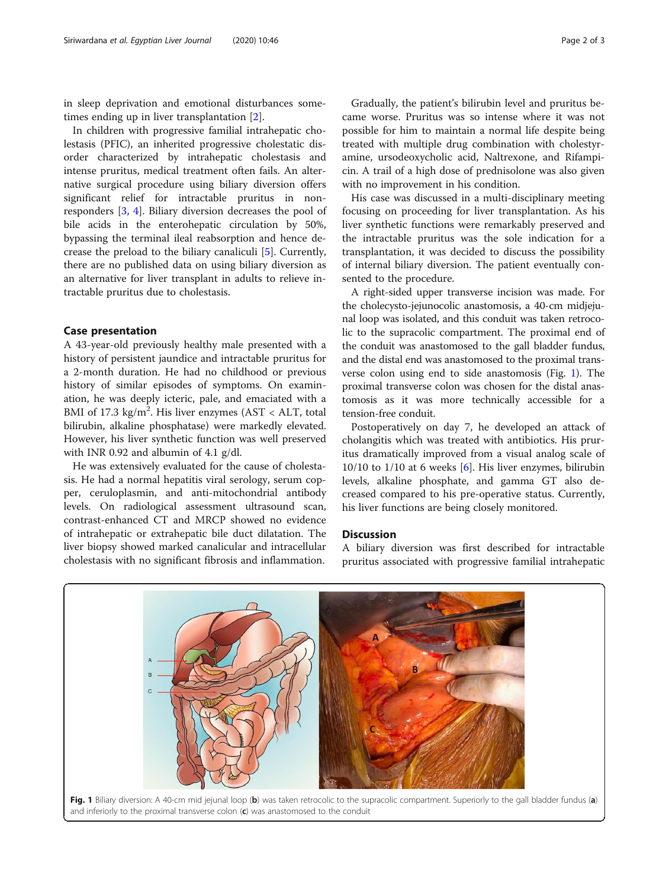in sleep deprivation and emotional disturbances sometimes ending up in liver transplantation [2].

In children with progressive familial intrahepatic cholestasis (PFIC), an inherited progressive cholestatic disorder characterized by intrahepatic cholestasis and intense pruritus, medical treatment often fails. An alternative surgical procedure using biliary diversion offers significant relief for intractable pruritus in non-responders [3, 4]. Biliary diversion decreases the pool of bile acids in the enterohepatic circulation by 50%, bypassing the terminal ileal reabsorption and hence decrease the preload to the biliary canaliculi [5]. Currently, there are no published data on using biliary diversion as an alternative for liver transplant in adults to relieve intractable pruritus due to cholestasis.

## Case presentation

A 43-year-old previously healthy male presented with a history of persistent jaundice and intractable pruritus for a 2-month duration. He had no childhood or previous history of similar episodes of symptoms. On examination, he was deeply icteric, pale, and emaciated with a BMI of 17.3 kg/m$^2$. His liver enzymes (AST < ALT, total bilirubin, alkaline phosphatase) were markedly elevated. However, his liver synthetic function was well preserved with INR 0.92 and albumin of 4.1 g/dl.

He was extensively evaluated for the cause of cholestasis. He had a normal hepatitis viral serology, serum copper, ceruloplasmin, and anti-mitochondrial antibody levels. On radiological assessment ultrasound scan, contrast-enhanced CT and MRCP showed no evidence of intrahepatic or extrahepatic bile duct dilatation. The liver biopsy showed marked canalicular and intracellular cholestasis with no significant fibrosis and inflammation.

Gradually, the patient's bilirubin level and pruritus became worse. Pruritus was so intense where it was not possible for him to maintain a normal life despite being treated with multiple drug combination with cholestyramine, ursodeoxycholic acid, Naltrexone, and Rifampicin. A trail of a high dose of prednisolone was also given with no improvement in his condition.

His case was discussed in a multi-disciplinary meeting focusing on proceeding for liver transplantation. As his liver synthetic functions were remarkably preserved and the intractable pruritus was the sole indication for a transplantation, it was decided to discuss the possibility of internal biliary diversion. The patient eventually consented to the procedure.

A right-sided upper transverse incision was made. For the cholecysto-jejunocolic anastomosis, a 40-cm midjejunal loop was isolated, and this conduit was taken retrocolic to the supracolic compartment. The proximal end of the conduit was anastomosed to the gall bladder fundus, and the distal end was anastomosed to the proximal transverse colon using end to side anastomosis (Fig. 1). The proximal transverse colon was chosen for the distal anastomosis as it was more technically accessible for a tension-free conduit.

Postoperatively on day 7, he developed an attack of cholangitis which was treated with antibiotics. His pruritus dramatically improved from a visual analog scale of 10/10 to 1/10 at 6 weeks [6]. His liver enzymes, bilirubin levels, alkaline phosphate, and gamma GT also decreased compared to his pre-operative status. Currently, his liver functions are being closely monitored.

## Discussion

A biliary diversion was first described for intractable pruritus associated with progressive familial intrahepatic

**Fig. 1** Biliary diversion: A 40-cm mid jejunal loop (**b**) was taken retrocolic to the supracolic compartment. Superiorly to the gall bladder fundus (**a**) and inferiorly to the proximal transverse colon (**c**) was anastomosed to the conduit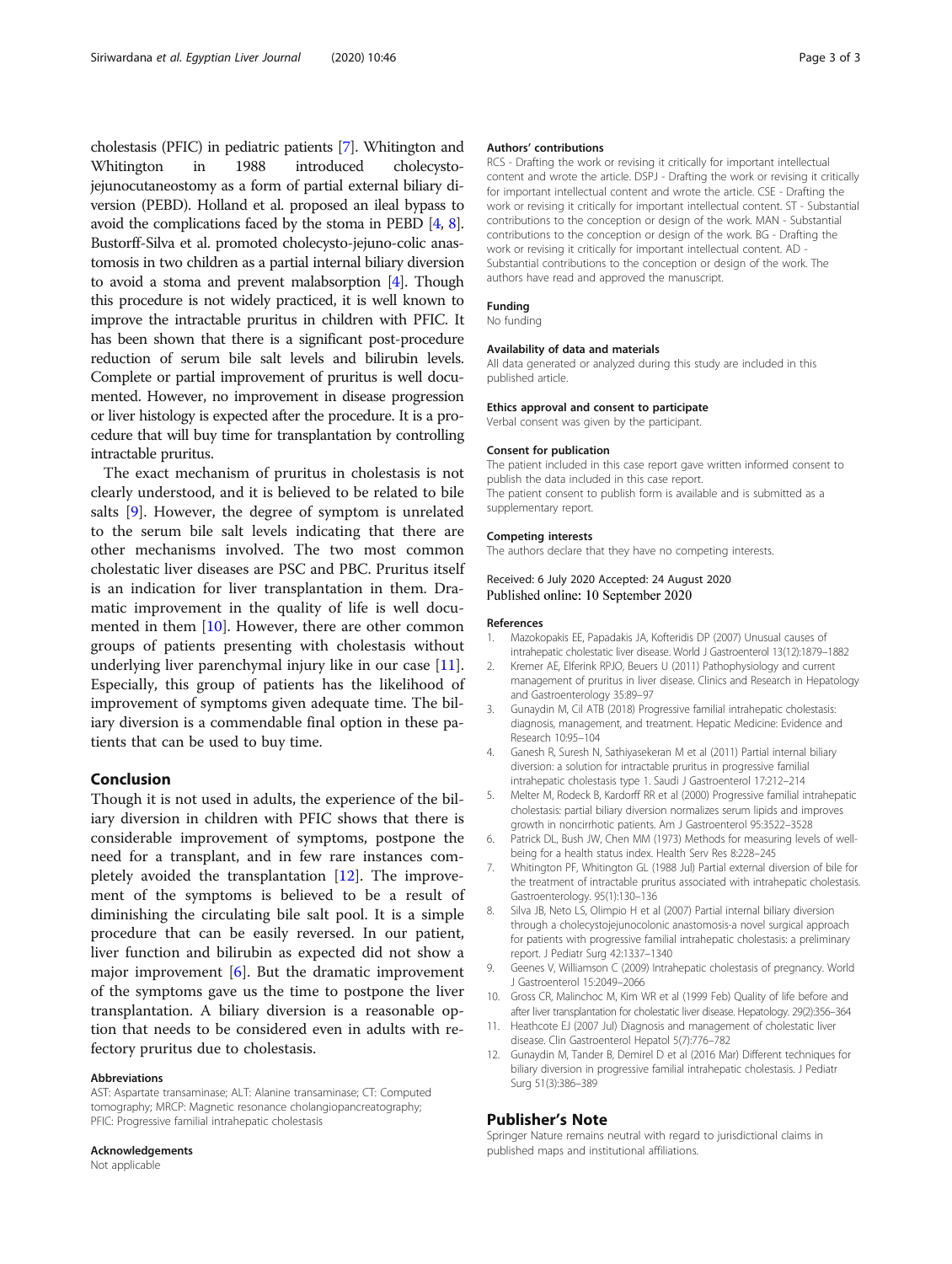cholestasis (PFIC) in pediatric patients [7]. Whitington and Whitington in 1988 introduced cholecysto-jejunocutaneostomy as a form of partial external biliary diversion (PEBD). Holland et al. proposed an ileal bypass to avoid the complications faced by the stoma in PEBD [4, 8]. Bustorff-Silva et al. promoted cholecysto-jejuno-colic anastomosis in two children as a partial internal biliary diversion to avoid a stoma and prevent malabsorption [4]. Though this procedure is not widely practiced, it is well known to improve the intractable pruritus in children with PFIC. It has been shown that there is a significant post-procedure reduction of serum bile salt levels and bilirubin levels. Complete or partial improvement of pruritus is well documented. However, no improvement in disease progression or liver histology is expected after the procedure. It is a procedure that will buy time for transplantation by controlling intractable pruritus.

The exact mechanism of pruritus in cholestasis is not clearly understood, and it is believed to be related to bile salts [9]. However, the degree of symptom is unrelated to the serum bile salt levels indicating that there are other mechanisms involved. The two most common cholestatic liver diseases are PSC and PBC. Pruritus itself is an indication for liver transplantation in them. Dramatic improvement in the quality of life is well documented in them [10]. However, there are other common groups of patients presenting with cholestasis without underlying liver parenchymal injury like in our case [11]. Especially, this group of patients has the likelihood of improvement of symptoms given adequate time. The biliary diversion is a commendable final option in these patients that can be used to buy time.

## Conclusion

Though it is not used in adults, the experience of the biliary diversion in children with PFIC shows that there is considerable improvement of symptoms, postpone the need for a transplant, and in few rare instances completely avoided the transplantation [12]. The improvement of the symptoms is believed to be a result of diminishing the circulating bile salt pool. It is a simple procedure that can be easily reversed. In our patient, liver function and bilirubin as expected did not show a major improvement [6]. But the dramatic improvement of the symptoms gave us the time to postpone the liver transplantation. A biliary diversion is a reasonable option that needs to be considered even in adults with refectory pruritus due to cholestasis.

#### Abbreviations

AST: Aspartate transaminase; ALT: Alanine transaminase; CT: Computed tomography; MRCP: Magnetic resonance cholangiopancreatography; PFIC: Progressive familial intrahepatic cholestasis

#### Acknowledgements

Not applicable

#### Authors' contributions

RCS - Drafting the work or revising it critically for important intellectual content and wrote the article. DSPJ - Drafting the work or revising it critically for important intellectual content and wrote the article. CSE - Drafting the work or revising it critically for important intellectual content. ST - Substantial contributions to the conception or design of the work. MAN - Substantial contributions to the conception or design of the work. BG - Drafting the work or revising it critically for important intellectual content. AD - Substantial contributions to the conception or design of the work. The authors have read and approved the manuscript.

#### Funding

No funding

#### Availability of data and materials

All data generated or analyzed during this study are included in this published article.

#### Ethics approval and consent to participate

Verbal consent was given by the participant.

#### Consent for publication

The patient included in this case report gave written informed consent to publish the data included in this case report.
The patient consent to publish form is available and is submitted as a supplementary report.

#### Competing interests

The authors declare that they have no competing interests.

Received: 6 July 2020 Accepted: 24 August 2020
Published online: 10 September 2020

#### References

1. Mazokopakis EE, Papadakis JA, Kofteridis DP (2007) Unusual causes of intrahepatic cholestatic liver disease. World J Gastroenterol 13(12):1879–1882
2. Kremer AE, Elferink RPJO, Beuers U (2011) Pathophysiology and current management of pruritus in liver disease. Clinics and Research in Hepatology and Gastroenterology 35:89–97
3. Gunaydin M, Cil ATB (2018) Progressive familial intrahepatic cholestasis: diagnosis, management, and treatment. Hepatic Medicine: Evidence and Research 10:95–104
4. Ganesh R, Suresh N, Sathiyasekeran M et al (2011) Partial internal biliary diversion: a solution for intractable pruritus in progressive familial intrahepatic cholestasis type 1. Saudi J Gastroenterol 17:212–214
5. Melter M, Rodeck B, Kardorff RR et al (2000) Progressive familial intrahepatic cholestasis: partial biliary diversion normalizes serum lipids and improves growth in noncirrhotic patients. Am J Gastroenterol 95:3522–3528
6. Patrick DL, Bush JW, Chen MM (1973) Methods for measuring levels of well-being for a health status index. Health Serv Res 8:228–245
7. Whitington PF, Whitington GL (1988 Jul) Partial external diversion of bile for the treatment of intractable pruritus associated with intrahepatic cholestasis. Gastroenterology. 95(1):130–136
8. Silva JB, Neto LS, Olimpio H et al (2007) Partial internal biliary diversion through a cholecystojejunocolonic anastomosis-a novel surgical approach for patients with progressive familial intrahepatic cholestasis: a preliminary report. J Pediatr Surg 42:1337–1340
9. Geenes V, Williamson C (2009) Intrahepatic cholestasis of pregnancy. World J Gastroenterol 15:2049–2066
10. Gross CR, Malinchoc M, Kim WR et al (1999 Feb) Quality of life before and after liver transplantation for cholestatic liver disease. Hepatology. 29(2):356–364
11. Heathcote EJ (2007 Jul) Diagnosis and management of cholestatic liver disease. Clin Gastroenterol Hepatol 5(7):776–782
12. Gunaydin M, Tander B, Demirel D et al (2016 Mar) Different techniques for biliary diversion in progressive familial intrahepatic cholestasis. J Pediatr Surg 51(3):386–389

## Publisher's Note

Springer Nature remains neutral with regard to jurisdictional claims in published maps and institutional affiliations.